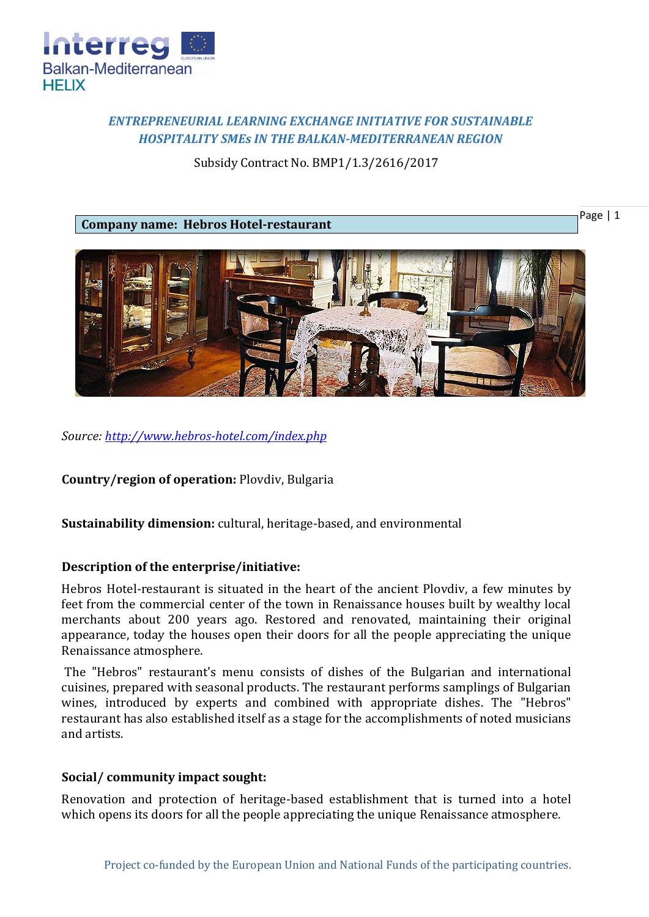**ENTREPRENEURIAL LEARNING EXCHANGE INITIATIVE FOR SUSTAINABLE HOSPITALITY SMEs IN THE BALKAN-MEDITERRANEAN REGION**

Subsidy Contract No. BMP1/1.3/2616/2017

## Company name: Hebros Hotel-restaurant

*Source: http://www.hebros-hotel.com/index.php*

**Country/region of operation:** Plovdiv, Bulgaria

**Sustainability dimension:** cultural, heritage-based, and environmental

### Description of the enterprise/initiative:

Hebros Hotel-restaurant is situated in the heart of the ancient Plovdiv, a few minutes by feet from the commercial center of the town in Renaissance houses built by wealthy local merchants about 200 years ago. Restored and renovated, maintaining their original appearance, today the houses open their doors for all the people appreciating the unique Renaissance atmosphere.

The "Hebros" restaurant's menu consists of dishes of the Bulgarian and international cuisines, prepared with seasonal products. The restaurant performs samplings of Bulgarian wines, introduced by experts and combined with appropriate dishes. The "Hebros" restaurant has also established itself as a stage for the accomplishments of noted musicians and artists.

### Social/ community impact sought:

Renovation and protection of heritage-based establishment that is turned into a hotel which opens its doors for all the people appreciating the unique Renaissance atmosphere.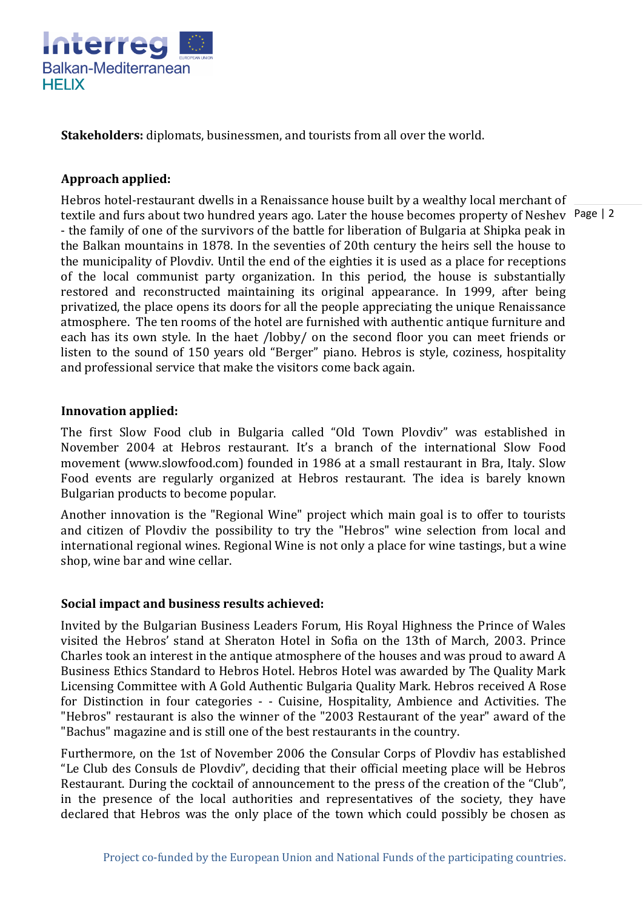**Stakeholders:** diplomats, businessmen, and tourists from all over the world.

**Approach applied:**

Hebros hotel-restaurant dwells in a Renaissance house built by a wealthy local merchant of textile and furs about two hundred years ago. Later the house becomes property of Neshev - the family of one of the survivors of the battle for liberation of Bulgaria at Shipka peak in the Balkan mountains in 1878. In the seventies of 20th century the heirs sell the house to the municipality of Plovdiv. Until the end of the eighties it is used as a place for receptions of the local communist party organization. In this period, the house is substantially restored and reconstructed maintaining its original appearance. In 1999, after being privatized, the place opens its doors for all the people appreciating the unique Renaissance atmosphere. The ten rooms of the hotel are furnished with authentic antique furniture and each has its own style. In the haet /lobby/ on the second floor you can meet friends or listen to the sound of 150 years old "Berger" piano. Hebros is style, coziness, hospitality and professional service that make the visitors come back again.

**Innovation applied:**

The first Slow Food club in Bulgaria called "Old Town Plovdiv" was established in November 2004 at Hebros restaurant. It's a branch of the international Slow Food movement (www.slowfood.com) founded in 1986 at a small restaurant in Bra, Italy. Slow Food events are regularly organized at Hebros restaurant. The idea is barely known Bulgarian products to become popular.

Another innovation is the "Regional Wine" project which main goal is to offer to tourists and citizen of Plovdiv the possibility to try the "Hebros" wine selection from local and international regional wines. Regional Wine is not only a place for wine tastings, but a wine shop, wine bar and wine cellar.

**Social impact and business results achieved:**

Invited by the Bulgarian Business Leaders Forum, His Royal Highness the Prince of Wales visited the Hebros' stand at Sheraton Hotel in Sofia on the 13th of March, 2003. Prince Charles took an interest in the antique atmosphere of the houses and was proud to award A Business Ethics Standard to Hebros Hotel. Hebros Hotel was awarded by The Quality Mark Licensing Committee with A Gold Authentic Bulgaria Quality Mark. Hebros received A Rose for Distinction in four categories - - Cuisine, Hospitality, Ambience and Activities. The "Hebros" restaurant is also the winner of the "2003 Restaurant of the year" award of the "Bachus" magazine and is still one of the best restaurants in the country.

Furthermore, on the 1st of November 2006 the Consular Corps of Plovdiv has established "Le Club des Consuls de Plovdiv", deciding that their official meeting place will be Hebros Restaurant. During the cocktail of announcement to the press of the creation of the "Club", in the presence of the local authorities and representatives of the society, they have declared that Hebros was the only place of the town which could possibly be chosen as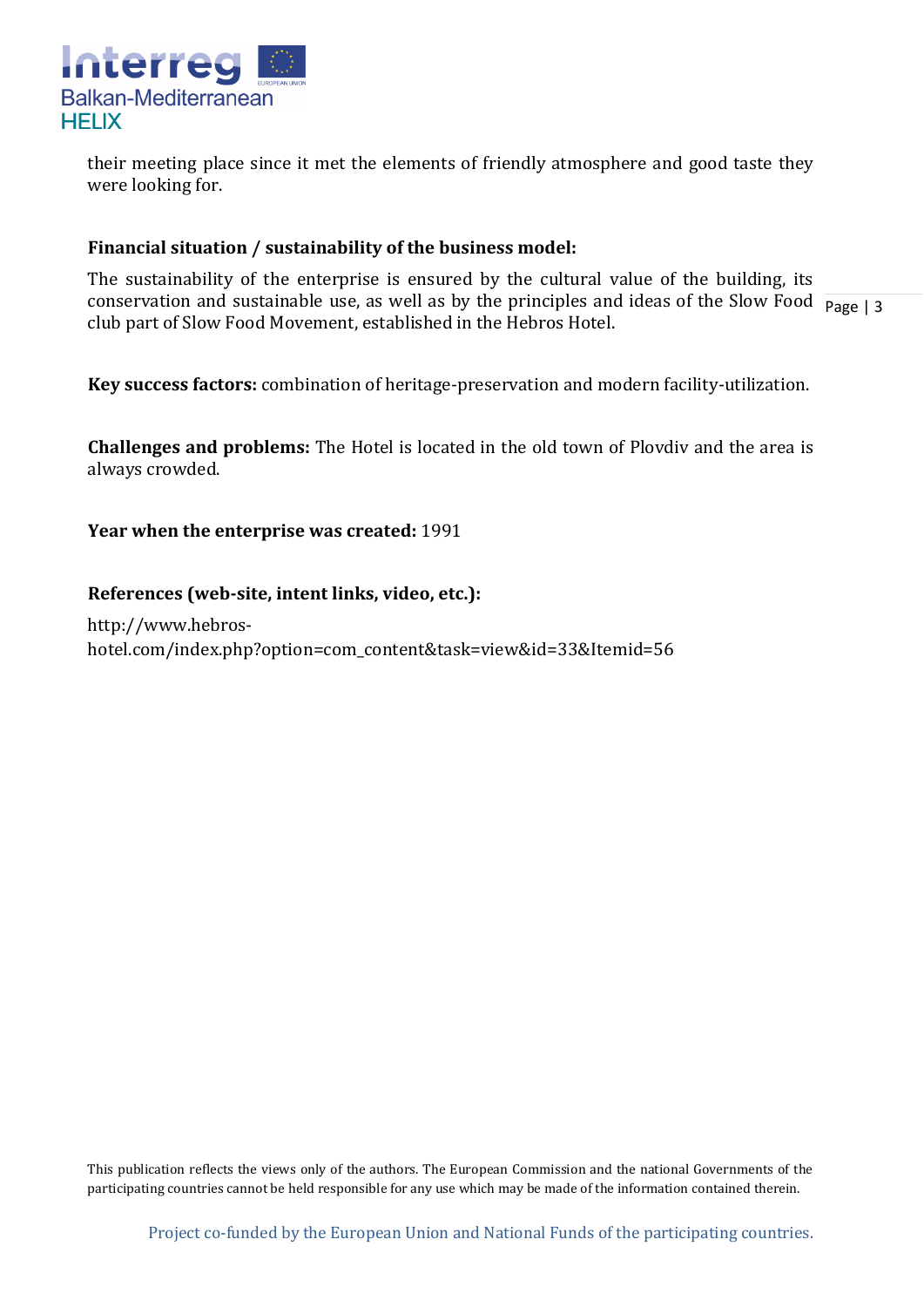their meeting place since it met the elements of friendly atmosphere and good taste they were looking for.

**Financial situation / sustainability of the business model:**

The sustainability of the enterprise is ensured by the cultural value of the building, its conservation and sustainable use, as well as by the principles and ideas of the Slow Food club part of Slow Food Movement, established in the Hebros Hotel.

**Key success factors:** combination of heritage-preservation and modern facility-utilization.

**Challenges and problems:** The Hotel is located in the old town of Plovdiv and the area is always crowded.

**Year when the enterprise was created:** 1991

**References (web-site, intent links, video, etc.):**

http://www.hebros-hotel.com/index.php?option=com_content&task=view&id=33&Itemid=56

This publication reflects the views only of the authors. The European Commission and the national Governments of the participating countries cannot be held responsible for any use which may be made of the information contained therein.

Project co-funded by the European Union and National Funds of the participating countries.